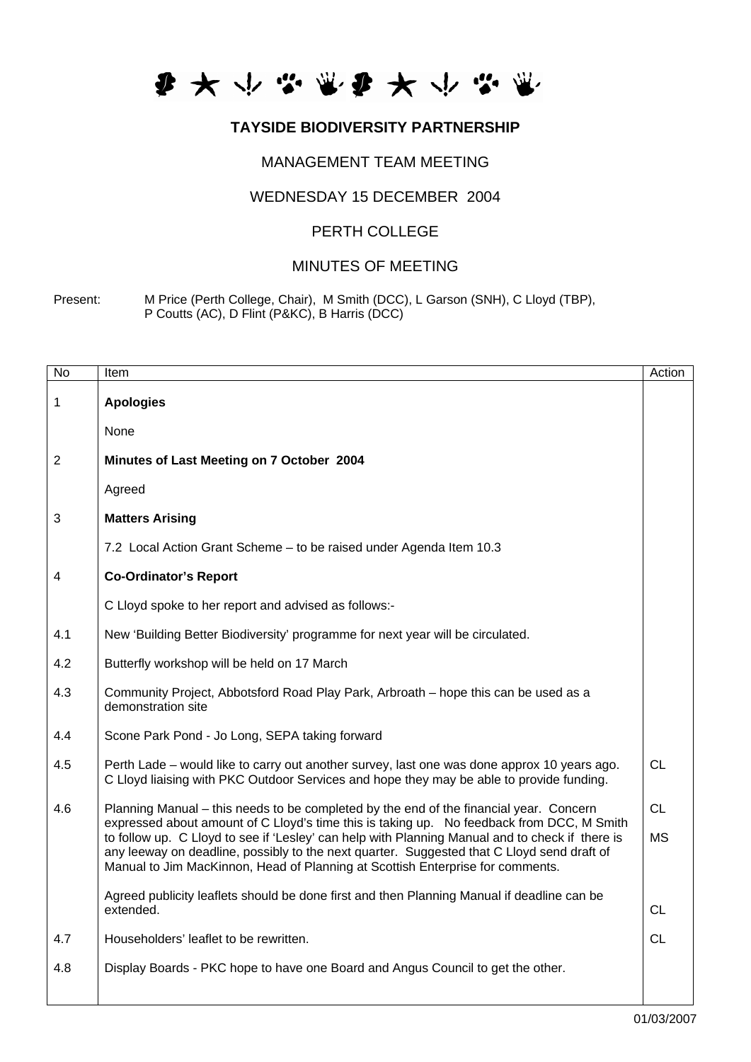# TAYSIDE BIODIVERSITY PARTNERSHIP

## MANAGEMENT TEAM MEETING

## WEDNESDAY 15 DECEMBER 2004

## PERTH COLLEGE

## MINUTES OF MEETING

Present: M Price (Perth College, Chair), M Smith (DCC), L Garson (SNH), C Lloyd (TBP), P Coutts (AC), D Flint (P&KC), B Harris (DCC)

| No | Item | Action |
|---|---|---|
| 1 | **Apologies** | |
| | None | |
| 2 | **Minutes of Last Meeting on 7 October 2004** | |
| | Agreed | |
| 3 | **Matters Arising** | |
| | 7.2 Local Action Grant Scheme – to be raised under Agenda Item 10.3 | |
| 4 | **Co-Ordinator's Report** | |
| | C Lloyd spoke to her report and advised as follows:- | |
| 4.1 | New 'Building Better Biodiversity' programme for next year will be circulated. | |
| 4.2 | Butterfly workshop will be held on 17 March | |
| 4.3 | Community Project, Abbotsford Road Play Park, Arbroath – hope this can be used as a demonstration site | |
| 4.4 | Scone Park Pond - Jo Long, SEPA taking forward | |
| 4.5 | Perth Lade – would like to carry out another survey, last one was done approx 10 years ago. C Lloyd liaising with PKC Outdoor Services and hope they may be able to provide funding. | CL |
| 4.6 | Planning Manual – this needs to be completed by the end of the financial year. Concern expressed about amount of C Lloyd's time this is taking up. No feedback from DCC, M Smith to follow up. C Lloyd to see if 'Lesley' can help with Planning Manual and to check if there is any leeway on deadline, possibly to the next quarter. Suggested that C Lloyd send draft of Manual to Jim MacKinnon, Head of Planning at Scottish Enterprise for comments. | CL<br>MS |
| | Agreed publicity leaflets should be done first and then Planning Manual if deadline can be extended. | CL |
| 4.7 | Householders' leaflet to be rewritten. | CL |
| 4.8 | Display Boards - PKC hope to have one Board and Angus Council to get the other. | |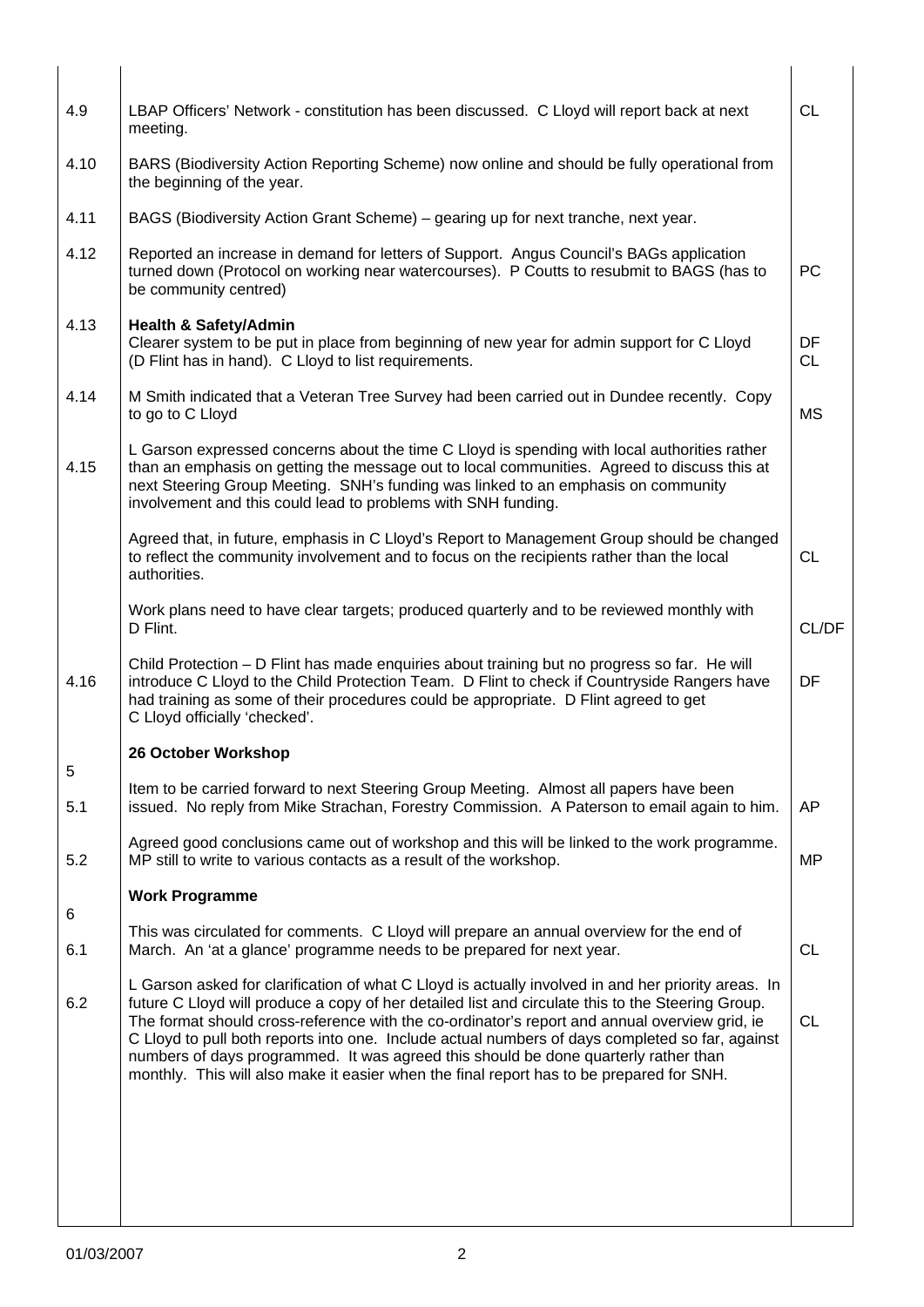| | | |
|---|---|---|
| 4.9 | LBAP Officers' Network - constitution has been discussed. C Lloyd will report back at next meeting. | CL |
| 4.10 | BARS (Biodiversity Action Reporting Scheme) now online and should be fully operational from the beginning of the year. | |
| 4.11 | BAGS (Biodiversity Action Grant Scheme) – gearing up for next tranche, next year. | |
| 4.12 | Reported an increase in demand for letters of Support. Angus Council's BAGs application turned down (Protocol on working near watercourses). P Coutts to resubmit to BAGS (has to be community centred) | PC |
| 4.13 | **Health & Safety/Admin**<br>Clearer system to be put in place from beginning of new year for admin support for C Lloyd (D Flint has in hand). C Lloyd to list requirements. | DF<br>CL |
| 4.14 | M Smith indicated that a Veteran Tree Survey had been carried out in Dundee recently. Copy to go to C Lloyd | MS |
| 4.15 | L Garson expressed concerns about the time C Lloyd is spending with local authorities rather than an emphasis on getting the message out to local communities. Agreed to discuss this at next Steering Group Meeting. SNH's funding was linked to an emphasis on community involvement and this could lead to problems with SNH funding. | |
| | Agreed that, in future, emphasis in C Lloyd's Report to Management Group should be changed to reflect the community involvement and to focus on the recipients rather than the local authorities. | CL |
| | Work plans need to have clear targets; produced quarterly and to be reviewed monthly with D Flint. | CL/DF |
| 4.16 | Child Protection – D Flint has made enquiries about training but no progress so far. He will introduce C Lloyd to the Child Protection Team. D Flint to check if Countryside Rangers have had training as some of their procedures could be appropriate. D Flint agreed to get C Lloyd officially 'checked'. | DF |
| 5 | **26 October Workshop** | |
| 5.1 | Item to be carried forward to next Steering Group Meeting. Almost all papers have been issued. No reply from Mike Strachan, Forestry Commission. A Paterson to email again to him. | AP |
| 5.2 | Agreed good conclusions came out of workshop and this will be linked to the work programme. MP still to write to various contacts as a result of the workshop. | MP |
| 6 | **Work Programme** | |
| 6.1 | This was circulated for comments. C Lloyd will prepare an annual overview for the end of March. An 'at a glance' programme needs to be prepared for next year. | CL |
| 6.2 | L Garson asked for clarification of what C Lloyd is actually involved in and her priority areas. In future C Lloyd will produce a copy of her detailed list and circulate this to the Steering Group. The format should cross-reference with the co-ordinator's report and annual overview grid, ie C Lloyd to pull both reports into one. Include actual numbers of days completed so far, against numbers of days programmed. It was agreed this should be done quarterly rather than monthly. This will also make it easier when the final report has to be prepared for SNH. | CL |

01/03/2007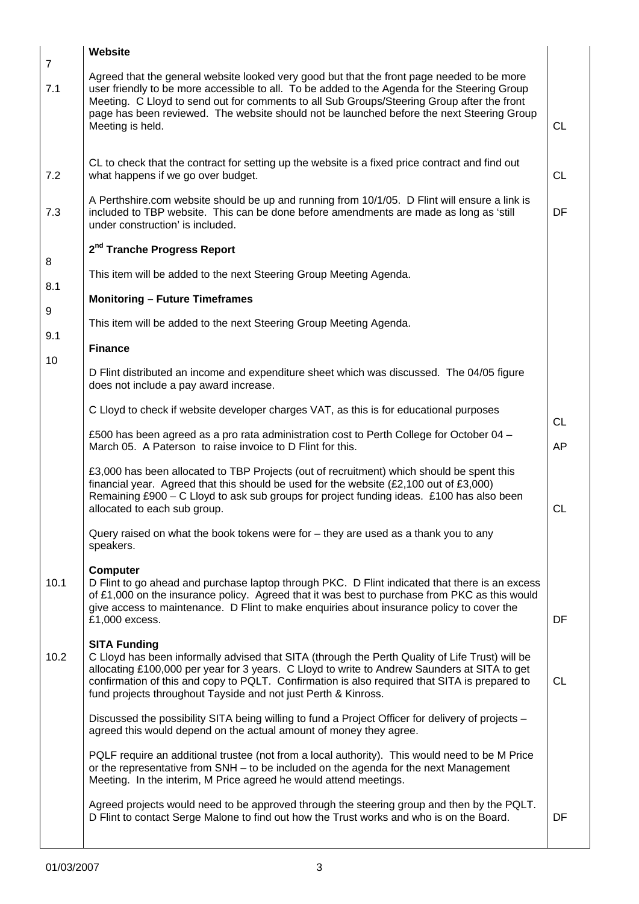| | | |
|---|---|---|
| 7 | **Website** | |
| 7.1 | Agreed that the general website looked very good but that the front page needed to be more user friendly to be more accessible to all. To be added to the Agenda for the Steering Group Meeting. C Lloyd to send out for comments to all Sub Groups/Steering Group after the front page has been reviewed. The website should not be launched before the next Steering Group Meeting is held. | CL |
| 7.2 | CL to check that the contract for setting up the website is a fixed price contract and find out what happens if we go over budget. | CL |
| 7.3 | A Perthshire.com website should be up and running from 10/1/05. D Flint will ensure a link is included to TBP website. This can be done before amendments are made as long as 'still under construction' is included. | DF |
| 8 | **2nd Tranche Progress Report** | |
| 8.1 | This item will be added to the next Steering Group Meeting Agenda. | |
| 9 | **Monitoring – Future Timeframes** | |
| 9.1 | This item will be added to the next Steering Group Meeting Agenda. | |
| 10 | **Finance** | |
| | D Flint distributed an income and expenditure sheet which was discussed. The 04/05 figure does not include a pay award increase. | |
| | C Lloyd to check if website developer charges VAT, as this is for educational purposes | CL |
| | £500 has been agreed as a pro rata administration cost to Perth College for October 04 – March 05. A Paterson to raise invoice to D Flint for this. | AP |
| | £3,000 has been allocated to TBP Projects (out of recruitment) which should be spent this financial year. Agreed that this should be used for the website (£2,100 out of £3,000) Remaining £900 – C Lloyd to ask sub groups for project funding ideas. £100 has also been allocated to each sub group. | CL |
| | Query raised on what the book tokens were for – they are used as a thank you to any speakers. | |
| 10.1 | **Computer**<br>D Flint to go ahead and purchase laptop through PKC. D Flint indicated that there is an excess of £1,000 on the insurance policy. Agreed that it was best to purchase from PKC as this would give access to maintenance. D Flint to make enquiries about insurance policy to cover the £1,000 excess. | DF |
| 10.2 | **SITA Funding**<br>C Lloyd has been informally advised that SITA (through the Perth Quality of Life Trust) will be allocating £100,000 per year for 3 years. C Lloyd to write to Andrew Saunders at SITA to get confirmation of this and copy to PQLT. Confirmation is also required that SITA is prepared to fund projects throughout Tayside and not just Perth & Kinross. | CL |
| | Discussed the possibility SITA being willing to fund a Project Officer for delivery of projects – agreed this would depend on the actual amount of money they agree. | |
| | PQLF require an additional trustee (not from a local authority). This would need to be M Price or the representative from SNH – to be included on the agenda for the next Management Meeting. In the interim, M Price agreed he would attend meetings. | |
| | Agreed projects would need to be approved through the steering group and then by the PQLT. D Flint to contact Serge Malone to find out how the Trust works and who is on the Board. | DF |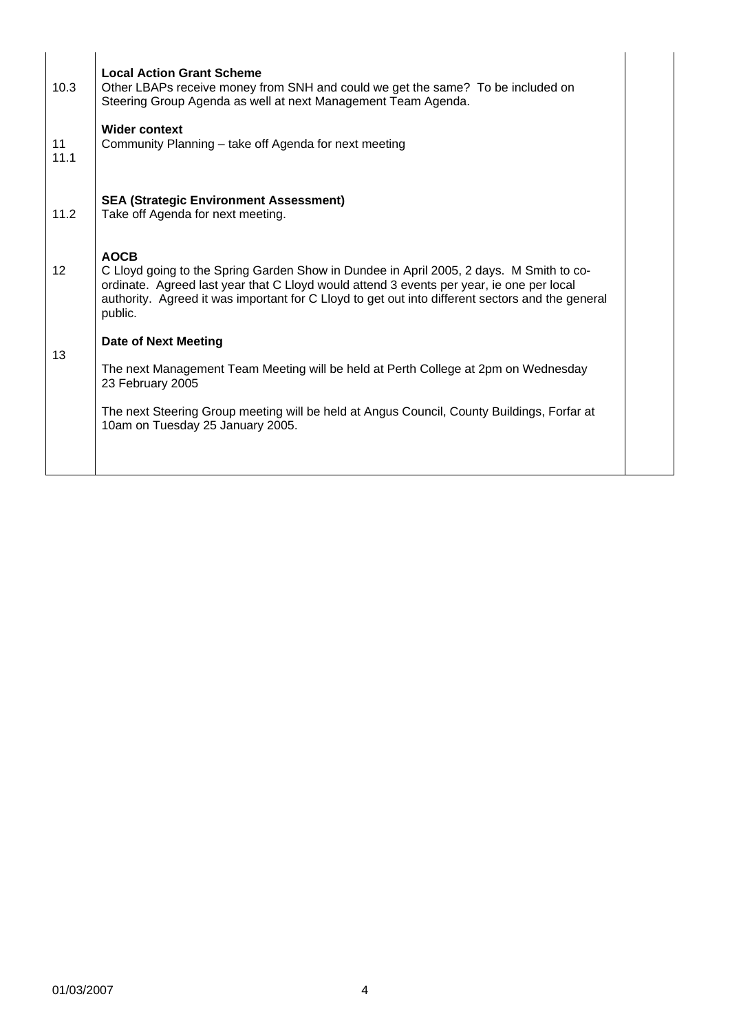| | | |
|---|---|---|
| 10.3 | **Local Action Grant Scheme**<br>Other LBAPs receive money from SNH and could we get the same? To be included on Steering Group Agenda as well at next Management Team Agenda. | |
| 11<br>11.1 | **Wider context**<br>Community Planning – take off Agenda for next meeting | |
| 11.2 | **SEA (Strategic Environment Assessment)**<br>Take off Agenda for next meeting. | |
| 12 | **AOCB**<br>C Lloyd going to the Spring Garden Show in Dundee in April 2005, 2 days. M Smith to co-ordinate. Agreed last year that C Lloyd would attend 3 events per year, ie one per local authority. Agreed it was important for C Lloyd to get out into different sectors and the general public. | |
| 13 | **Date of Next Meeting**<br><br>The next Management Team Meeting will be held at Perth College at 2pm on Wednesday 23 February 2005<br><br>The next Steering Group meeting will be held at Angus Council, County Buildings, Forfar at 10am on Tuesday 25 January 2005. | |

01/03/2007